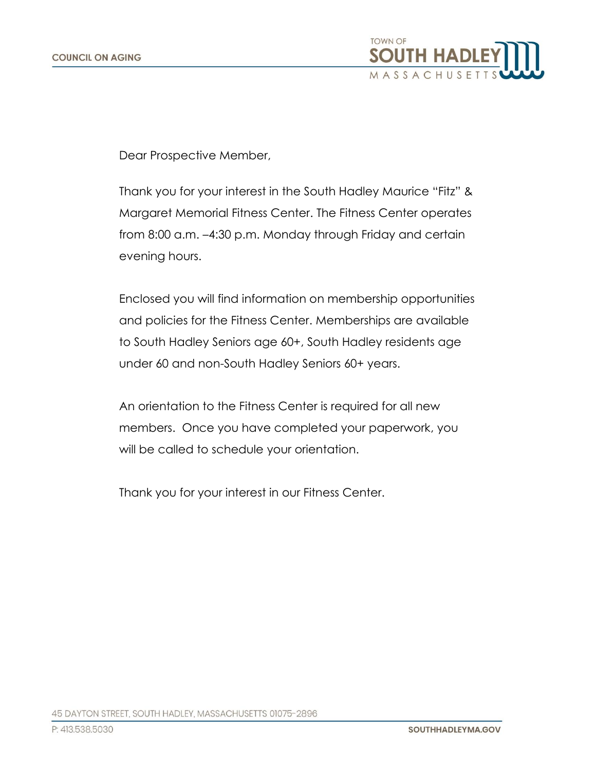Dear Prospective Member,

Thank you for your interest in the South Hadley Maurice "Fitz" & Margaret Memorial Fitness Center. The Fitness Center operates from 8:00 a.m. –4:30 p.m. Monday through Friday and certain evening hours.

Enclosed you will find information on membership opportunities and policies for the Fitness Center. Memberships are available to South Hadley Seniors age 60+, South Hadley residents age under 60 and non-South Hadley Seniors 60+ years.

An orientation to the Fitness Center is required for all new members. Once you have completed your paperwork, you will be called to schedule your orientation.

Thank you for your interest in our Fitness Center.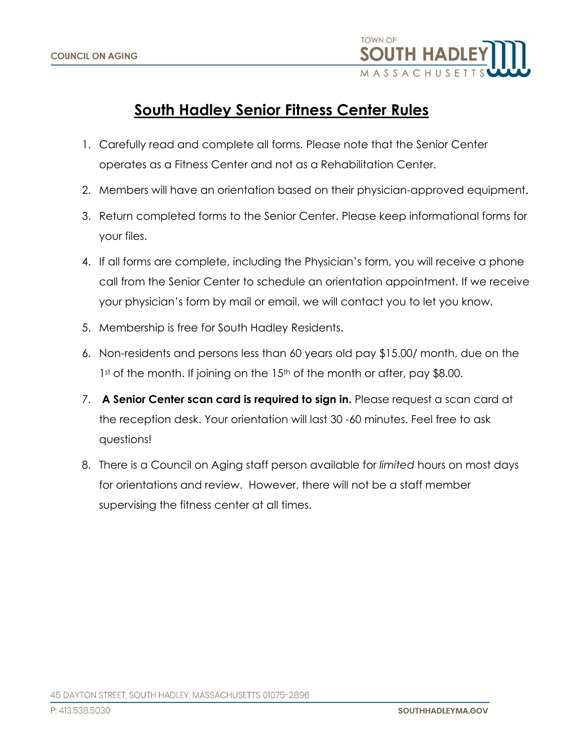# South Hadley Senior Fitness Center Rules

1. Carefully read and complete all forms. Please note that the Senior Center operates as a Fitness Center and not as a Rehabilitation Center.
2. Members will have an orientation based on their physician-approved equipment.
3. Return completed forms to the Senior Center. Please keep informational forms for your files.
4. If all forms are complete, including the Physician's form, you will receive a phone call from the Senior Center to schedule an orientation appointment. If we receive your physician's form by mail or email, we will contact you to let you know.
5. Membership is free for South Hadley Residents.
6. Non-residents and persons less than 60 years old pay $15.00/ month, due on the 1st of the month. If joining on the 15th of the month or after, pay $8.00.
7. **A Senior Center scan card is required to sign in.** Please request a scan card at the reception desk. Your orientation will last 30 -60 minutes. Feel free to ask questions!
8. There is a Council on Aging staff person available for *limited* hours on most days for orientations and review. However, there will not be a staff member supervising the fitness center at all times.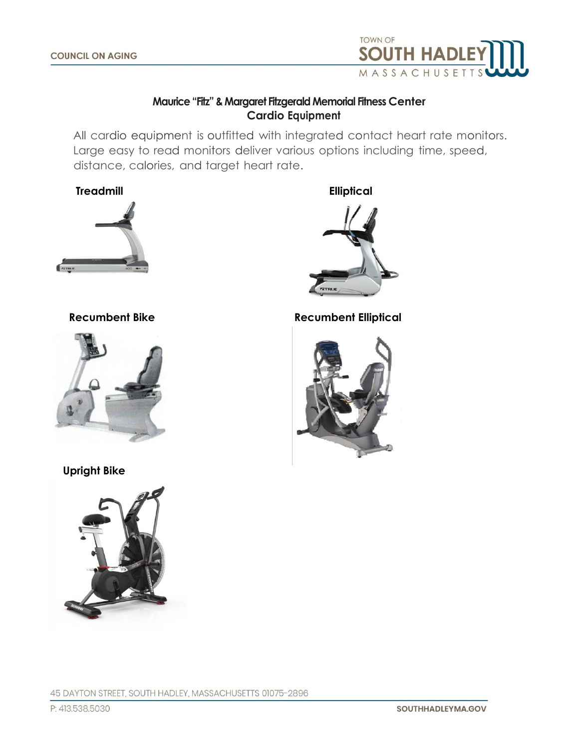## Maurice "Fitz" & Margaret Fitzgerald Memorial Fitness Center
### Cardio Equipment

All cardio equipment is outfitted with integrated contact heart rate monitors. Large easy to read monitors deliver various options including time, speed, distance, calories, and target heart rate.

**Treadmill**

**Elliptical**

**Recumbent Bike**

**Recumbent Elliptical**

**Upright Bike**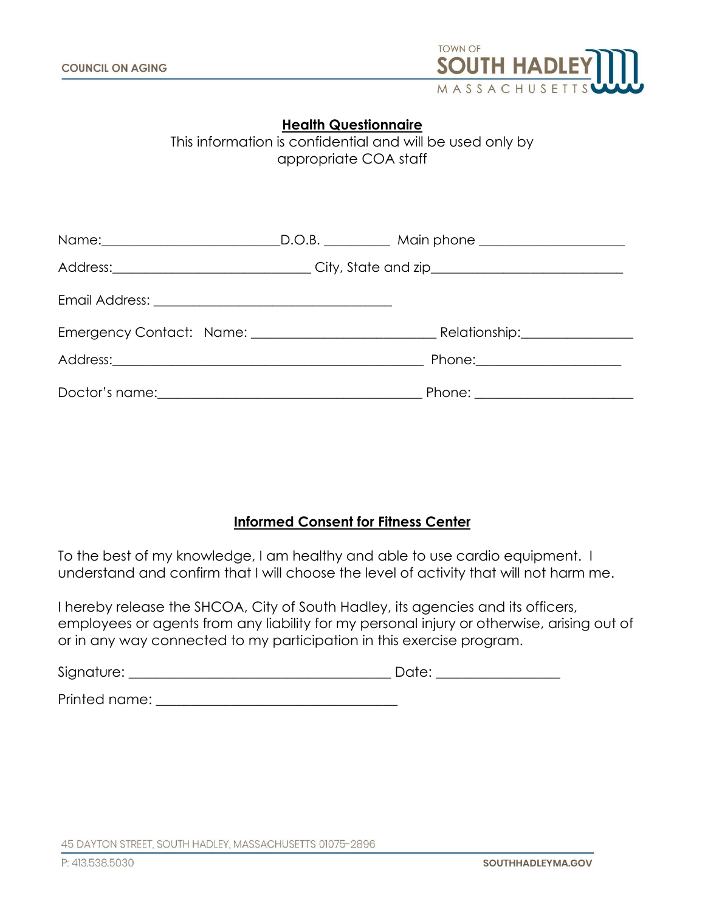COUNCIL ON AGING

TOWN OF SOUTH HADLEY MASSACHUSETTS

## Health Questionnaire

This information is confidential and will be used only by appropriate COA staff

Name:_________________________D.O.B. _________ Main phone ____________________

Address:____________________________ City, State and zip___________________________

Email Address: __________________________________

Emergency Contact: Name: __________________________ Relationship:_______________

Address:___________________________________________ Phone:____________________

Doctor's name:____________________________________ Phone: _____________________

## Informed Consent for Fitness Center

To the best of my knowledge, I am healthy and able to use cardio equipment. I understand and confirm that I will choose the level of activity that will not harm me.

I hereby release the SHCOA, City of South Hadley, its agencies and its officers, employees or agents from any liability for my personal injury or otherwise, arising out of or in any way connected to my participation in this exercise program.

Signature: _____________________________________ Date: _________________

Printed name: __________________________________

45 DAYTON STREET, SOUTH HADLEY, MASSACHUSETTS 01075-2896

P: 413.538.5030

SOUTHHADLEYMA.GOV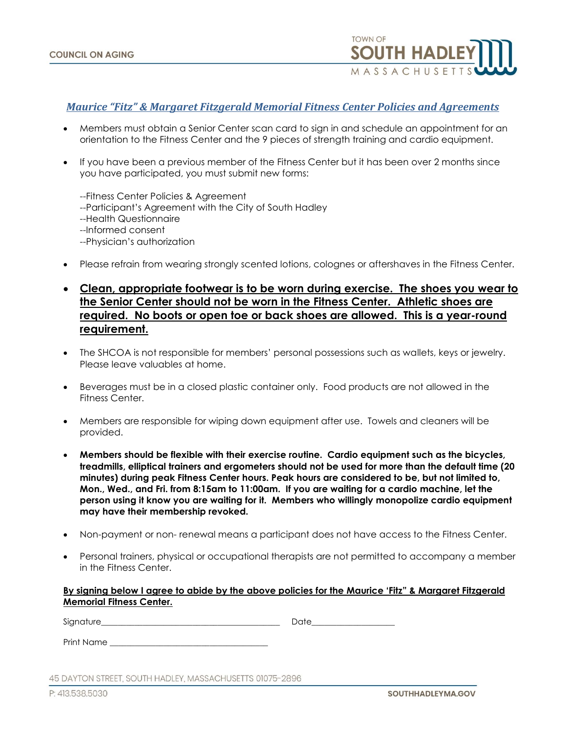COUNCIL ON AGING

## *Maurice "Fitz" & Margaret Fitzgerald Memorial Fitness Center Policies and Agreements*

- Members must obtain a Senior Center scan card to sign in and schedule an appointment for an orientation to the Fitness Center and the 9 pieces of strength training and cardio equipment.
- If you have been a previous member of the Fitness Center but it has been over 2 months since you have participated, you must submit new forms:

  --Fitness Center Policies & Agreement
  --Participant's Agreement with the City of South Hadley
  --Health Questionnaire
  --Informed consent
  --Physician's authorization

- Please refrain from wearing strongly scented lotions, colognes or aftershaves in the Fitness Center.
- **Clean, appropriate footwear is to be worn during exercise. The shoes you wear to the Senior Center should not be worn in the Fitness Center. Athletic shoes are required. No boots or open toe or back shoes are allowed. This is a year-round requirement.**
- The SHCOA is not responsible for members' personal possessions such as wallets, keys or jewelry. Please leave valuables at home.
- Beverages must be in a closed plastic container only. Food products are not allowed in the Fitness Center.
- Members are responsible for wiping down equipment after use. Towels and cleaners will be provided.
- **Members should be flexible with their exercise routine. Cardio equipment such as the bicycles, treadmills, elliptical trainers and ergometers should not be used for more than the default time (20 minutes) during peak Fitness Center hours. Peak hours are considered to be, but not limited to, Mon., Wed., and Fri. from 8:15am to 11:00am. If you are waiting for a cardio machine, let the person using it know you are waiting for it. Members who willingly monopolize cardio equipment may have their membership revoked.**
- Non-payment or non- renewal means a participant does not have access to the Fitness Center.
- Personal trainers, physical or occupational therapists are not permitted to accompany a member in the Fitness Center.

**By signing below I agree to abide by the above policies for the Maurice 'Fitz" & Margaret Fitzgerald Memorial Fitness Center.**

Signature__________________________________________ Date___________________

Print Name ____________________________________

45 DAYTON STREET, SOUTH HADLEY, MASSACHUSETTS 01075-2896

P: 413.538.5030 SOUTHHADLEYMA.GOV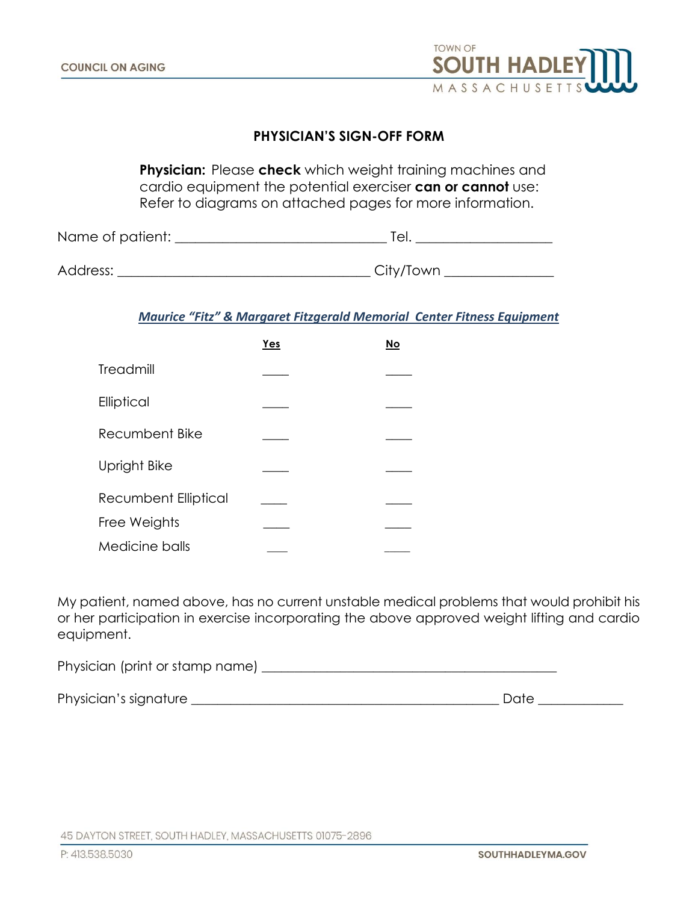COUNCIL ON AGING

TOWN OF SOUTH HADLEY MASSACHUSETTS

## PHYSICIAN'S SIGN-OFF FORM

**Physician:** Please **check** which weight training machines and cardio equipment the potential exerciser **can or cannot** use: Refer to diagrams on attached pages for more information.

Name of patient: ______________________________ Tel. ___________________

Address: ____________________________________ City/Town _______________

***Maurice "Fitz" & Margaret Fitzgerald Memorial Center Fitness Equipment***

| | Yes | No |
|---|---|---|
| Treadmill | ____ | ____ |
| Elliptical | ____ | ____ |
| Recumbent Bike | ____ | ____ |
| Upright Bike | ____ | ____ |
| Recumbent Elliptical | ____ | ____ |
| Free Weights | ____ | ____ |
| Medicine balls | ____ | ____ |

My patient, named above, has no current unstable medical problems that would prohibit his or her participation in exercise incorporating the above approved weight lifting and cardio equipment.

Physician (print or stamp name) ___________________________________________

Physician's signature ______________________________________________ Date ____________